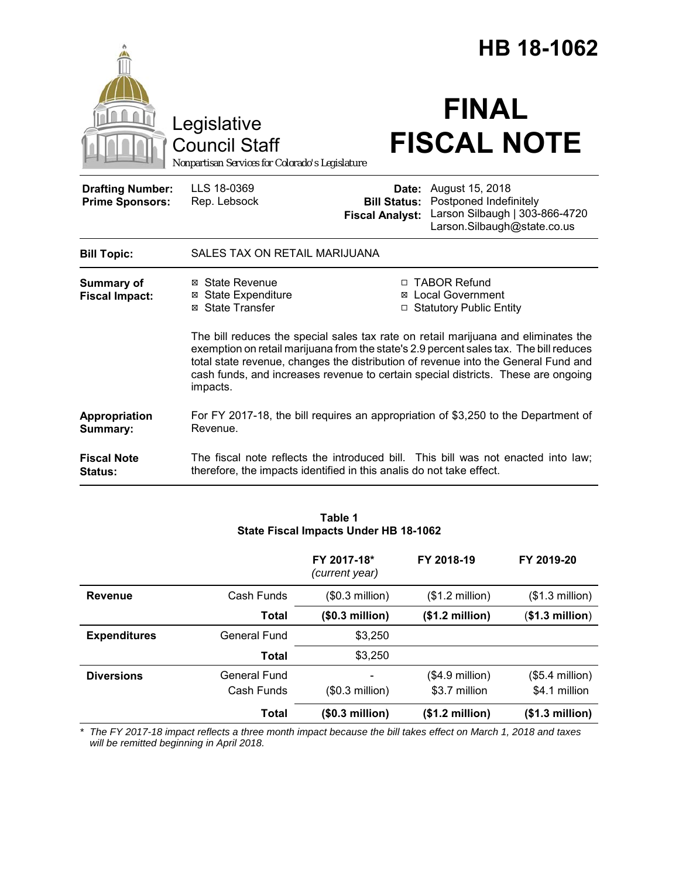# HB 18-1062

Legislative Council Staff

*Nonpartisan Services for Colorado's Legislature*

# FINAL FISCAL NOTE

| | | | |
|---|---|---|---|
| **Drafting Number:** | LLS 18-0369 | **Date:** | August 15, 2018 |
| **Prime Sponsors:** | Rep. Lebsock | **Bill Status:** | Postponed Indefinitely |
| | | **Fiscal Analyst:** | Larson Silbaugh \| 303-866-4720<br>Larson.Silbaugh@state.co.us |

| | |
|---|---|
| **Bill Topic:** | SALES TAX ON RETAIL MARIJUANA |
| **Summary of Fiscal Impact:** | ☒ State Revenue<br>☒ State Expenditure<br>☒ State Transfer<br>☐ TABOR Refund<br>☒ Local Government<br>☐ Statutory Public Entity<br><br>The bill reduces the special sales tax rate on retail marijuana and eliminates the exemption on retail marijuana from the state's 2.9 percent sales tax. The bill reduces total state revenue, changes the distribution of revenue into the General Fund and cash funds, and increases revenue to certain special districts. These are ongoing impacts. |
| **Appropriation Summary:** | For FY 2017-18, the bill requires an appropriation of $3,250 to the Department of Revenue. |
| **Fiscal Note Status:** | The fiscal note reflects the introduced bill. This bill was not enacted into law; therefore, the impacts identified in this analis do not take effect. |

**Table 1**
**State Fiscal Impacts Under HB 18-1062**

| | | FY 2017-18*<br>*(current year)* | FY 2018-19 | FY 2019-20 |
|---|---|---|---|---|
| **Revenue** | Cash Funds | ($0.3 million) | ($1.2 million) | ($1.3 million) |
| | **Total** | **($0.3 million)** | **($1.2 million)** | **($1.3 million)** |
| **Expenditures** | General Fund | $3,250 | | |
| | **Total** | $3,250 | | |
| **Diversions** | General Fund | - | ($4.9 million) | ($5.4 million) |
| | Cash Funds | ($0.3 million) | $3.7 million | $4.1 million |
| | **Total** | **($0.3 million)** | **($1.2 million)** | **($1.3 million)** |

\* *The FY 2017-18 impact reflects a three month impact because the bill takes effect on March 1, 2018 and taxes will be remitted beginning in April 2018.*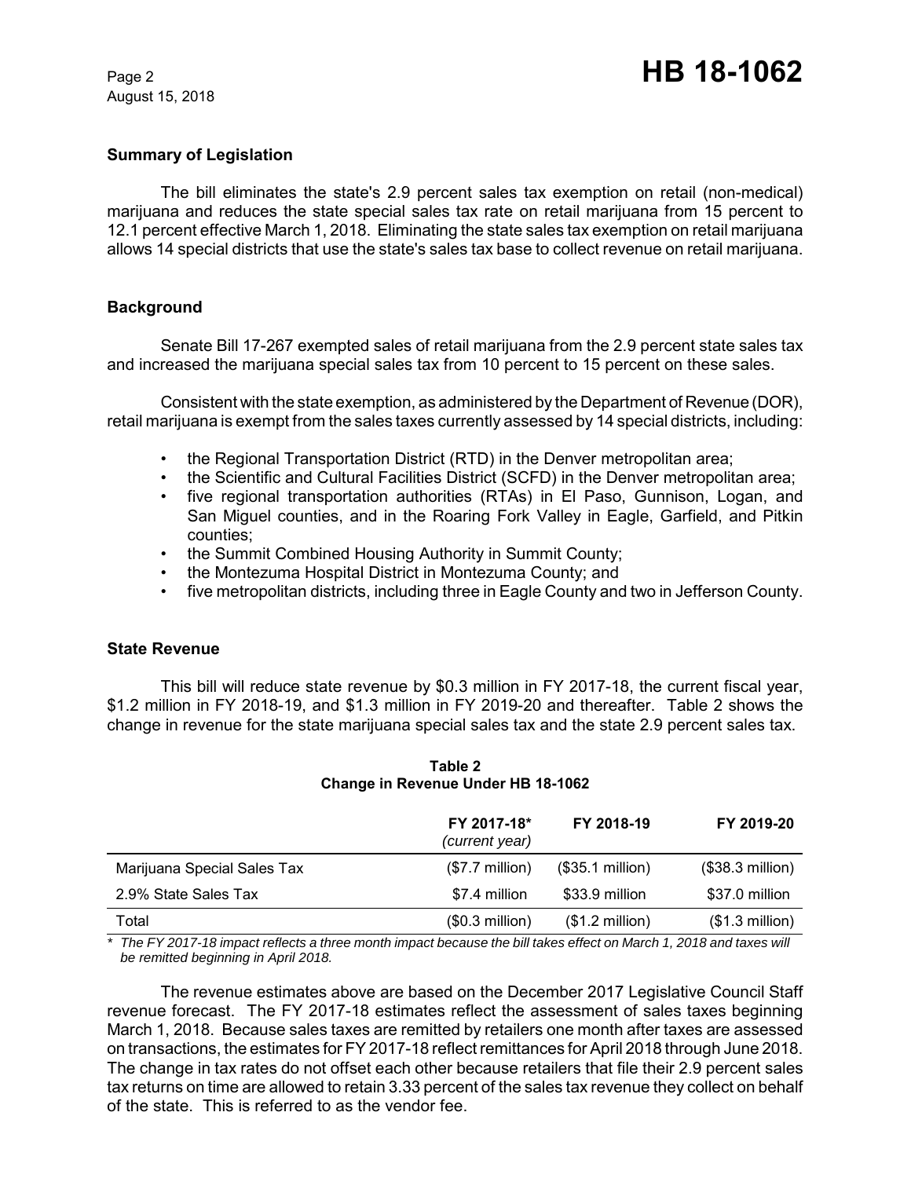## Summary of Legislation

The bill eliminates the state's 2.9 percent sales tax exemption on retail (non-medical) marijuana and reduces the state special sales tax rate on retail marijuana from 15 percent to 12.1 percent effective March 1, 2018. Eliminating the state sales tax exemption on retail marijuana allows 14 special districts that use the state's sales tax base to collect revenue on retail marijuana.

## Background

Senate Bill 17-267 exempted sales of retail marijuana from the 2.9 percent state sales tax and increased the marijuana special sales tax from 10 percent to 15 percent on these sales.

Consistent with the state exemption, as administered by the Department of Revenue (DOR), retail marijuana is exempt from the sales taxes currently assessed by 14 special districts, including:

- the Regional Transportation District (RTD) in the Denver metropolitan area;
- the Scientific and Cultural Facilities District (SCFD) in the Denver metropolitan area;
- five regional transportation authorities (RTAs) in El Paso, Gunnison, Logan, and San Miguel counties, and in the Roaring Fork Valley in Eagle, Garfield, and Pitkin counties;
- the Summit Combined Housing Authority in Summit County;
- the Montezuma Hospital District in Montezuma County; and
- five metropolitan districts, including three in Eagle County and two in Jefferson County.

## State Revenue

This bill will reduce state revenue by \$0.3 million in FY 2017-18, the current fiscal year, \$1.2 million in FY 2018-19, and \$1.3 million in FY 2019-20 and thereafter. Table 2 shows the change in revenue for the state marijuana special sales tax and the state 2.9 percent sales tax.

**Table 2**
**Change in Revenue Under HB 18-1062**

| | FY 2017-18* *(current year)* | FY 2018-19 | FY 2019-20 |
|---|---|---|---|
| Marijuana Special Sales Tax | (\$7.7 million) | (\$35.1 million) | (\$38.3 million) |
| 2.9% State Sales Tax | \$7.4 million | \$33.9 million | \$37.0 million |
| Total | (\$0.3 million) | (\$1.2 million) | (\$1.3 million) |

*\* The FY 2017-18 impact reflects a three month impact because the bill takes effect on March 1, 2018 and taxes will be remitted beginning in April 2018.*

The revenue estimates above are based on the December 2017 Legislative Council Staff revenue forecast. The FY 2017-18 estimates reflect the assessment of sales taxes beginning March 1, 2018. Because sales taxes are remitted by retailers one month after taxes are assessed on transactions, the estimates for FY 2017-18 reflect remittances for April 2018 through June 2018. The change in tax rates do not offset each other because retailers that file their 2.9 percent sales tax returns on time are allowed to retain 3.33 percent of the sales tax revenue they collect on behalf of the state. This is referred to as the vendor fee.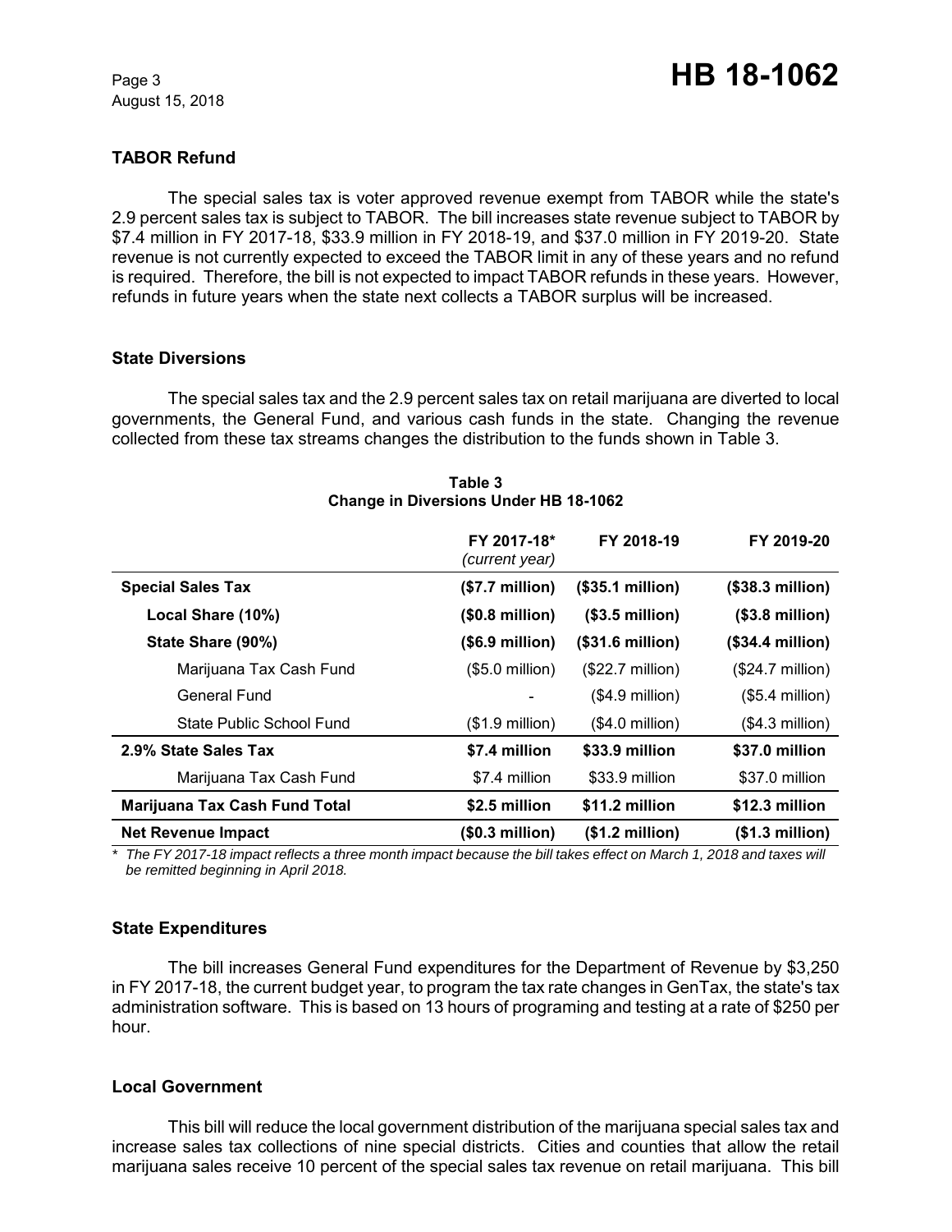## TABOR Refund

The special sales tax is voter approved revenue exempt from TABOR while the state's 2.9 percent sales tax is subject to TABOR. The bill increases state revenue subject to TABOR by $7.4 million in FY 2017-18, $33.9 million in FY 2018-19, and $37.0 million in FY 2019-20. State revenue is not currently expected to exceed the TABOR limit in any of these years and no refund is required. Therefore, the bill is not expected to impact TABOR refunds in these years. However, refunds in future years when the state next collects a TABOR surplus will be increased.

## State Diversions

The special sales tax and the 2.9 percent sales tax on retail marijuana are diverted to local governments, the General Fund, and various cash funds in the state. Changing the revenue collected from these tax streams changes the distribution to the funds shown in Table 3.

**Table 3**
**Change in Diversions Under HB 18-1062**

| | FY 2017-18* *(current year)* | FY 2018-19 | FY 2019-20 |
|---|---|---|---|
| **Special Sales Tax** | **($7.7 million)** | **($35.1 million)** | **($38.3 million)** |
| **Local Share (10%)** | **($0.8 million)** | **($3.5 million)** | **($3.8 million)** |
| **State Share (90%)** | **($6.9 million)** | **($31.6 million)** | **($34.4 million)** |
| Marijuana Tax Cash Fund | ($5.0 million) | ($22.7 million) | ($24.7 million) |
| General Fund | - | ($4.9 million) | ($5.4 million) |
| State Public School Fund | ($1.9 million) | ($4.0 million) | ($4.3 million) |
| **2.9% State Sales Tax** | **$7.4 million** | **$33.9 million** | **$37.0 million** |
| Marijuana Tax Cash Fund | $7.4 million | $33.9 million | $37.0 million |
| **Marijuana Tax Cash Fund Total** | **$2.5 million** | **$11.2 million** | **$12.3 million** |
| **Net Revenue Impact** | **($0.3 million)** | **($1.2 million)** | **($1.3 million)** |

*\* The FY 2017-18 impact reflects a three month impact because the bill takes effect on March 1, 2018 and taxes will be remitted beginning in April 2018.*

## State Expenditures

The bill increases General Fund expenditures for the Department of Revenue by $3,250 in FY 2017-18, the current budget year, to program the tax rate changes in GenTax, the state's tax administration software. This is based on 13 hours of programing and testing at a rate of $250 per hour.

## Local Government

This bill will reduce the local government distribution of the marijuana special sales tax and increase sales tax collections of nine special districts. Cities and counties that allow the retail marijuana sales receive 10 percent of the special sales tax revenue on retail marijuana. This bill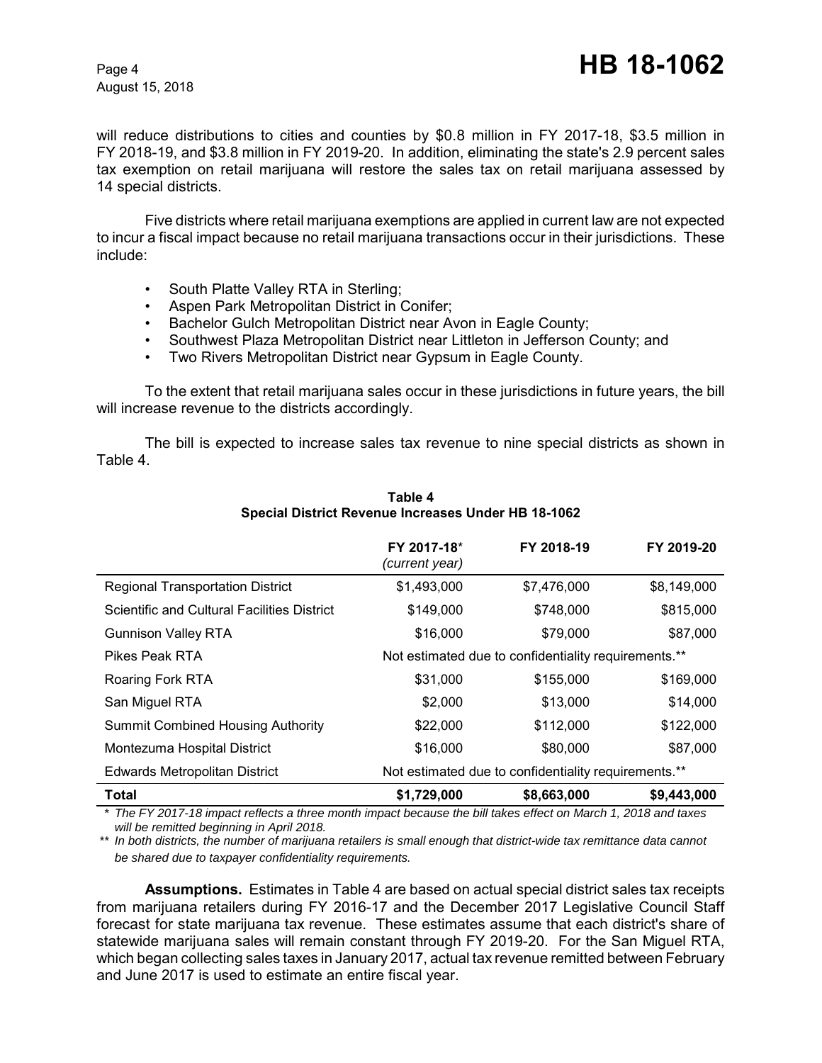will reduce distributions to cities and counties by \$0.8 million in FY 2017-18, \$3.5 million in FY 2018-19, and \$3.8 million in FY 2019-20. In addition, eliminating the state's 2.9 percent sales tax exemption on retail marijuana will restore the sales tax on retail marijuana assessed by 14 special districts.

Five districts where retail marijuana exemptions are applied in current law are not expected to incur a fiscal impact because no retail marijuana transactions occur in their jurisdictions. These include:

- South Platte Valley RTA in Sterling;
- Aspen Park Metropolitan District in Conifer;
- Bachelor Gulch Metropolitan District near Avon in Eagle County;
- Southwest Plaza Metropolitan District near Littleton in Jefferson County; and
- Two Rivers Metropolitan District near Gypsum in Eagle County.

To the extent that retail marijuana sales occur in these jurisdictions in future years, the bill will increase revenue to the districts accordingly.

The bill is expected to increase sales tax revenue to nine special districts as shown in Table 4.

**Table 4**
**Special District Revenue Increases Under HB 18-1062**

| | FY 2017-18* *(current year)* | FY 2018-19 | FY 2019-20 |
|---|---|---|---|
| Regional Transportation District | \$1,493,000 | \$7,476,000 | \$8,149,000 |
| Scientific and Cultural Facilities District | \$149,000 | \$748,000 | \$815,000 |
| Gunnison Valley RTA | \$16,000 | \$79,000 | \$87,000 |
| Pikes Peak RTA | Not estimated due to confidentiality requirements.** | | |
| Roaring Fork RTA | \$31,000 | \$155,000 | \$169,000 |
| San Miguel RTA | \$2,000 | \$13,000 | \$14,000 |
| Summit Combined Housing Authority | \$22,000 | \$112,000 | \$122,000 |
| Montezuma Hospital District | \$16,000 | \$80,000 | \$87,000 |
| Edwards Metropolitan District | Not estimated due to confidentiality requirements.** | | |
| **Total** | **\$1,729,000** | **\$8,663,000** | **\$9,443,000** |

*\* The FY 2017-18 impact reflects a three month impact because the bill takes effect on March 1, 2018 and taxes will be remitted beginning in April 2018.*

*\*\* In both districts, the number of marijuana retailers is small enough that district-wide tax remittance data cannot be shared due to taxpayer confidentiality requirements.*

**Assumptions.** Estimates in Table 4 are based on actual special district sales tax receipts from marijuana retailers during FY 2016-17 and the December 2017 Legislative Council Staff forecast for state marijuana tax revenue. These estimates assume that each district's share of statewide marijuana sales will remain constant through FY 2019-20. For the San Miguel RTA, which began collecting sales taxes in January 2017, actual tax revenue remitted between February and June 2017 is used to estimate an entire fiscal year.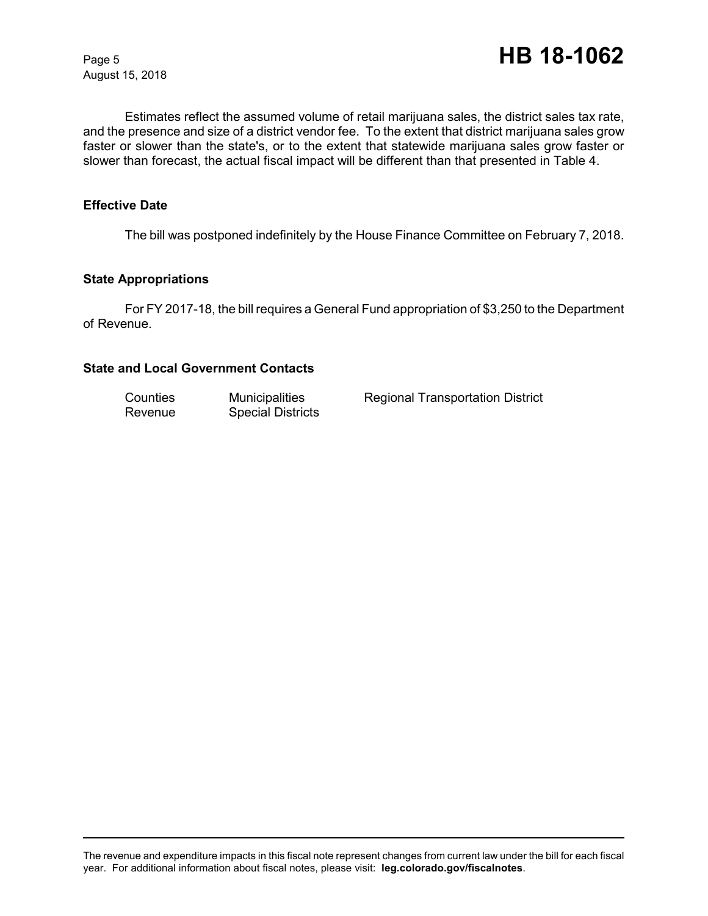Estimates reflect the assumed volume of retail marijuana sales, the district sales tax rate, and the presence and size of a district vendor fee. To the extent that district marijuana sales grow faster or slower than the state's, or to the extent that statewide marijuana sales grow faster or slower than forecast, the actual fiscal impact will be different than that presented in Table 4.

### Effective Date

The bill was postponed indefinitely by the House Finance Committee on February 7, 2018.

### State Appropriations

For FY 2017-18, the bill requires a General Fund appropriation of $3,250 to the Department of Revenue.

### State and Local Government Contacts

| | | |
|---|---|---|
| Counties | Municipalities | Regional Transportation District |
| Revenue | Special Districts | |

The revenue and expenditure impacts in this fiscal note represent changes from current law under the bill for each fiscal year. For additional information about fiscal notes, please visit: **leg.colorado.gov/fiscalnotes**.